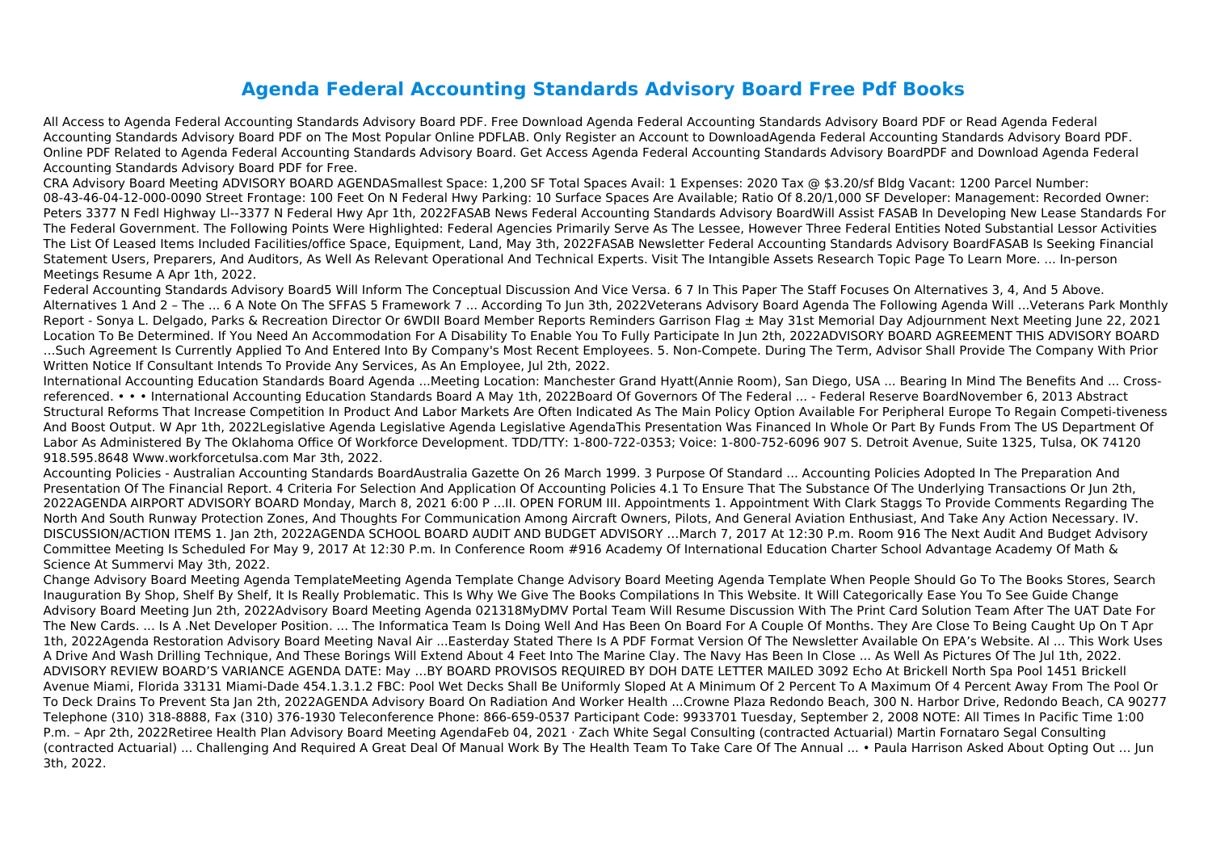# Agenda Federal Accounting Standards Advisory Board Free Pdf Books

All Access to Agenda Federal Accounting Standards Advisory Board PDF. Free Download Agenda Federal Accounting Standards Advisory Board PDF or Read Agenda Federal Accounting Standards Advisory Board PDF on The Most Popular Online PDFLAB. Only Register an Account to DownloadAgenda Federal Accounting Standards Advisory Board PDF. Online PDF Related to Agenda Federal Accounting Standards Advisory Board. Get Access Agenda Federal Accounting Standards Advisory BoardPDF and Download Agenda Federal Accounting Standards Advisory Board PDF for Free.

CRA Advisory Board Meeting ADVISORY BOARD AGENDASmallest Space: 1,200 SF Total Spaces Avail: 1 Expenses: 2020 Tax @ $3.20/sf Bldg Vacant: 1200 Parcel Number: 08-43-46-04-12-000-0090 Street Frontage: 100 Feet On N Federal Hwy Parking: 10 Surface Spaces Are Available; Ratio Of 8.20/1,000 SF Developer: Management: Recorded Owner: Peters 3377 N Fedl Highway Ll--3377 N Federal Hwy Apr 1th, 2022FASAB News Federal Accounting Standards Advisory BoardWill Assist FASAB In Developing New Lease Standards For The Federal Government. The Following Points Were Highlighted: Federal Agencies Primarily Serve As The Lessee, However Three Federal Entities Noted Substantial Lessor Activities The List Of Leased Items Included Facilities/office Space, Equipment, Land, May 3th, 2022FASAB Newsletter Federal Accounting Standards Advisory BoardFASAB Is Seeking Financial Statement Users, Preparers, And Auditors, As Well As Relevant Operational And Technical Experts. Visit The Intangible Assets Research Topic Page To Learn More. ... In-person Meetings Resume A Apr 1th, 2022.

Federal Accounting Standards Advisory Board5 Will Inform The Conceptual Discussion And Vice Versa. 6 7 In This Paper The Staff Focuses On Alternatives 3, 4, And 5 Above. Alternatives 1 And 2 – The ... 6 A Note On The SFFAS 5 Framework 7 ... According To Jun 3th, 2022Veterans Advisory Board Agenda The Following Agenda Will ...Veterans Park Monthly Report - Sonya L. Delgado, Parks & Recreation Director Or 6WDII Board Member Reports Reminders Garrison Flag ± May 31st Memorial Day Adjournment Next Meeting June 22, 2021 Location To Be Determined. If You Need An Accommodation For A Disability To Enable You To Fully Participate In Jun 2th, 2022ADVISORY BOARD AGREEMENT THIS ADVISORY BOARD ...Such Agreement Is Currently Applied To And Entered Into By Company's Most Recent Employees. 5. Non-Compete. During The Term, Advisor Shall Provide The Company With Prior Written Notice If Consultant Intends To Provide Any Services, As An Employee, Jul 2th, 2022.

International Accounting Education Standards Board Agenda ...Meeting Location: Manchester Grand Hyatt(Annie Room), San Diego, USA ... Bearing In Mind The Benefits And ... Cross-referenced. • • • International Accounting Education Standards Board A May 1th, 2022Board Of Governors Of The Federal ... - Federal Reserve BoardNovember 6, 2013 Abstract Structural Reforms That Increase Competition In Product And Labor Markets Are Often Indicated As The Main Policy Option Available For Peripheral Europe To Regain Competi-tiveness And Boost Output. W Apr 1th, 2022Legislative Agenda Legislative Agenda Legislative AgendaThis Presentation Was Financed In Whole Or Part By Funds From The US Department Of Labor As Administered By The Oklahoma Office Of Workforce Development. TDD/TTY: 1-800-722-0353; Voice: 1-800-752-6096 907 S. Detroit Avenue, Suite 1325, Tulsa, OK 74120 918.595.8648 Www.workforcetulsa.com Mar 3th, 2022.

Accounting Policies - Australian Accounting Standards BoardAustralia Gazette On 26 March 1999. 3 Purpose Of Standard ... Accounting Policies Adopted In The Preparation And Presentation Of The Financial Report. 4 Criteria For Selection And Application Of Accounting Policies 4.1 To Ensure That The Substance Of The Underlying Transactions Or Jun 2th, 2022AGENDA AIRPORT ADVISORY BOARD Monday, March 8, 2021 6:00 P ...II. OPEN FORUM III. Appointments 1. Appointment With Clark Staggs To Provide Comments Regarding The North And South Runway Protection Zones, And Thoughts For Communication Among Aircraft Owners, Pilots, And General Aviation Enthusiast, And Take Any Action Necessary. IV. DISCUSSION/ACTION ITEMS 1. Jan 2th, 2022AGENDA SCHOOL BOARD AUDIT AND BUDGET ADVISORY ...March 7, 2017 At 12:30 P.m. Room 916 The Next Audit And Budget Advisory Committee Meeting Is Scheduled For May 9, 2017 At 12:30 P.m. In Conference Room #916 Academy Of International Education Charter School Advantage Academy Of Math & Science At Summervi May 3th, 2022.

Change Advisory Board Meeting Agenda TemplateMeeting Agenda Template Change Advisory Board Meeting Agenda Template When People Should Go To The Books Stores, Search Inauguration By Shop, Shelf By Shelf, It Is Really Problematic. This Is Why We Give The Books Compilations In This Website. It Will Categorically Ease You To See Guide Change Advisory Board Meeting Jun 2th, 2022Advisory Board Meeting Agenda 021318MyDMV Portal Team Will Resume Discussion With The Print Card Solution Team After The UAT Date For The New Cards. ... Is A .Net Developer Position. ... The Informatica Team Is Doing Well And Has Been On Board For A Couple Of Months. They Are Close To Being Caught Up On T Apr 1th, 2022Agenda Restoration Advisory Board Meeting Naval Air ...Easterday Stated There Is A PDF Format Version Of The Newsletter Available On EPA's Website. Al ... This Work Uses A Drive And Wash Drilling Technique, And These Borings Will Extend About 4 Feet Into The Marine Clay. The Navy Has Been In Close ... As Well As Pictures Of The Jul 1th, 2022.

ADVISORY REVIEW BOARD'S VARIANCE AGENDA DATE: May ...BY BOARD PROVISOS REQUIRED BY DOH DATE LETTER MAILED 3092 Echo At Brickell North Spa Pool 1451 Brickell Avenue Miami, Florida 33131 Miami-Dade 454.1.3.1.2 FBC: Pool Wet Decks Shall Be Uniformly Sloped At A Minimum Of 2 Percent To A Maximum Of 4 Percent Away From The Pool Or To Deck Drains To Prevent Sta Jan 2th, 2022AGENDA Advisory Board On Radiation And Worker Health ...Crowne Plaza Redondo Beach, 300 N. Harbor Drive, Redondo Beach, CA 90277 Telephone (310) 318-8888, Fax (310) 376-1930 Teleconference Phone: 866-659-0537 Participant Code: 9933701 Tuesday, September 2, 2008 NOTE: All Times In Pacific Time 1:00 P.m. – Apr 2th, 2022Retiree Health Plan Advisory Board Meeting AgendaFeb 04, 2021 · Zach White Segal Consulting (contracted Actuarial) Martin Fornataro Segal Consulting (contracted Actuarial) ... Challenging And Required A Great Deal Of Manual Work By The Health Team To Take Care Of The Annual ... • Paula Harrison Asked About Opting Out ... Jun 3th, 2022.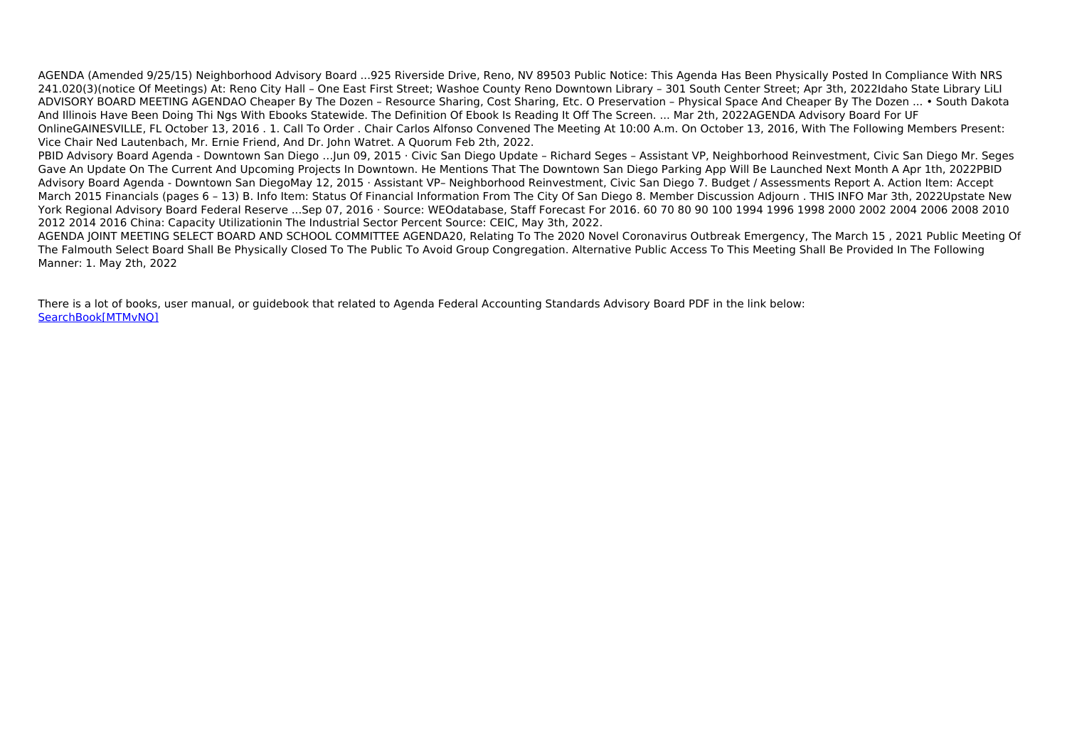AGENDA (Amended 9/25/15) Neighborhood Advisory Board ...925 Riverside Drive, Reno, NV 89503 Public Notice: This Agenda Has Been Physically Posted In Compliance With NRS 241.020(3)(notice Of Meetings) At: Reno City Hall – One East First Street; Washoe County Reno Downtown Library – 301 South Center Street; Apr 3th, 2022Idaho State Library LiLI ADVISORY BOARD MEETING AGENDAO Cheaper By The Dozen – Resource Sharing, Cost Sharing, Etc. O Preservation – Physical Space And Cheaper By The Dozen ... • South Dakota And Illinois Have Been Doing Thi Ngs With Ebooks Statewide. The Definition Of Ebook Is Reading It Off The Screen. ... Mar 2th, 2022AGENDA Advisory Board For UF OnlineGAINESVILLE, FL October 13, 2016 . 1. Call To Order . Chair Carlos Alfonso Convened The Meeting At 10:00 A.m. On October 13, 2016, With The Following Members Present: Vice Chair Ned Lautenbach, Mr. Ernie Friend, And Dr. John Watret. A Quorum Feb 2th, 2022.

PBID Advisory Board Agenda - Downtown San Diego ...Jun 09, 2015 · Civic San Diego Update – Richard Seges – Assistant VP, Neighborhood Reinvestment, Civic San Diego Mr. Seges Gave An Update On The Current And Upcoming Projects In Downtown. He Mentions That The Downtown San Diego Parking App Will Be Launched Next Month A Apr 1th, 2022PBID Advisory Board Agenda - Downtown San DiegoMay 12, 2015 · Assistant VP– Neighborhood Reinvestment, Civic San Diego 7. Budget / Assessments Report A. Action Item: Accept March 2015 Financials (pages 6 – 13) B. Info Item: Status Of Financial Information From The City Of San Diego 8. Member Discussion Adjourn . THIS INFO Mar 3th, 2022Upstate New York Regional Advisory Board Federal Reserve ...Sep 07, 2016 · Source: WEOdatabase, Staff Forecast For 2016. 60 70 80 90 100 1994 1996 1998 2000 2002 2004 2006 2008 2010 2012 2014 2016 China: Capacity Utilizationin The Industrial Sector Percent Source: CEIC, May 3th, 2022.

AGENDA JOINT MEETING SELECT BOARD AND SCHOOL COMMITTEE AGENDA20, Relating To The 2020 Novel Coronavirus Outbreak Emergency, The March 15 , 2021 Public Meeting Of The Falmouth Select Board Shall Be Physically Closed To The Public To Avoid Group Congregation. Alternative Public Access To This Meeting Shall Be Provided In The Following Manner: 1. May 2th, 2022

There is a lot of books, user manual, or guidebook that related to Agenda Federal Accounting Standards Advisory Board PDF in the link below:
SearchBook[MTMvNQ]